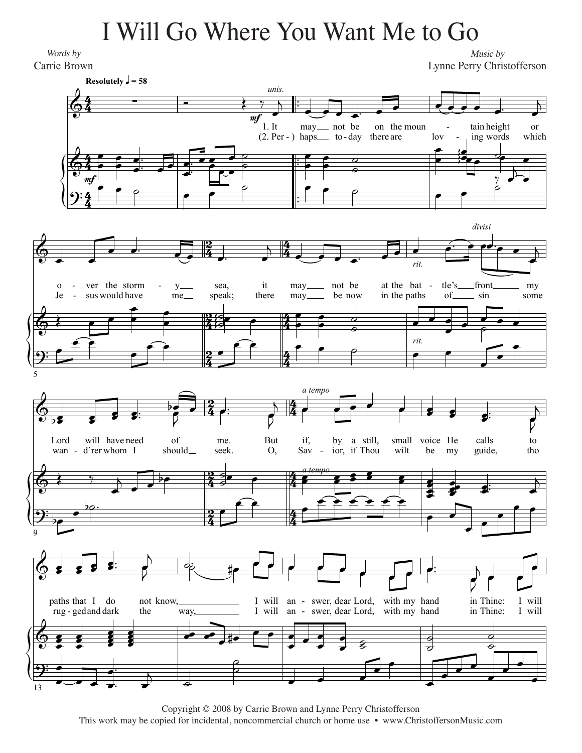# I Will Go Where You Want Me to Go

*Words by*
Carrie Brown

*Music by*
Lynne Perry Christofferson

**Resolutely** ♩ = 58

1. It may not be on the moun-tain height or o-ver the storm-y sea, it may not be at the bat-tle's front my Lord will have need of me. But if, by a still, small voice He calls to paths that I do not know, I will an-swer, dear Lord, with my hand in Thine: I will

(2. Per-) haps to-day there are lov-ing words which Je-sus would have me speak; there may be now in the paths of sin some wan-d'rer whom I should seek. O, Sav-ior, if Thou wilt be my guide, tho rug-ged and dark the way, I will an-swer, dear Lord, with my hand in Thine: I will

Copyright © 2008 by Carrie Brown and Lynne Perry Christofferson
This work may be copied for incidental, noncommercial church or home use • www.ChristoffersonMusic.com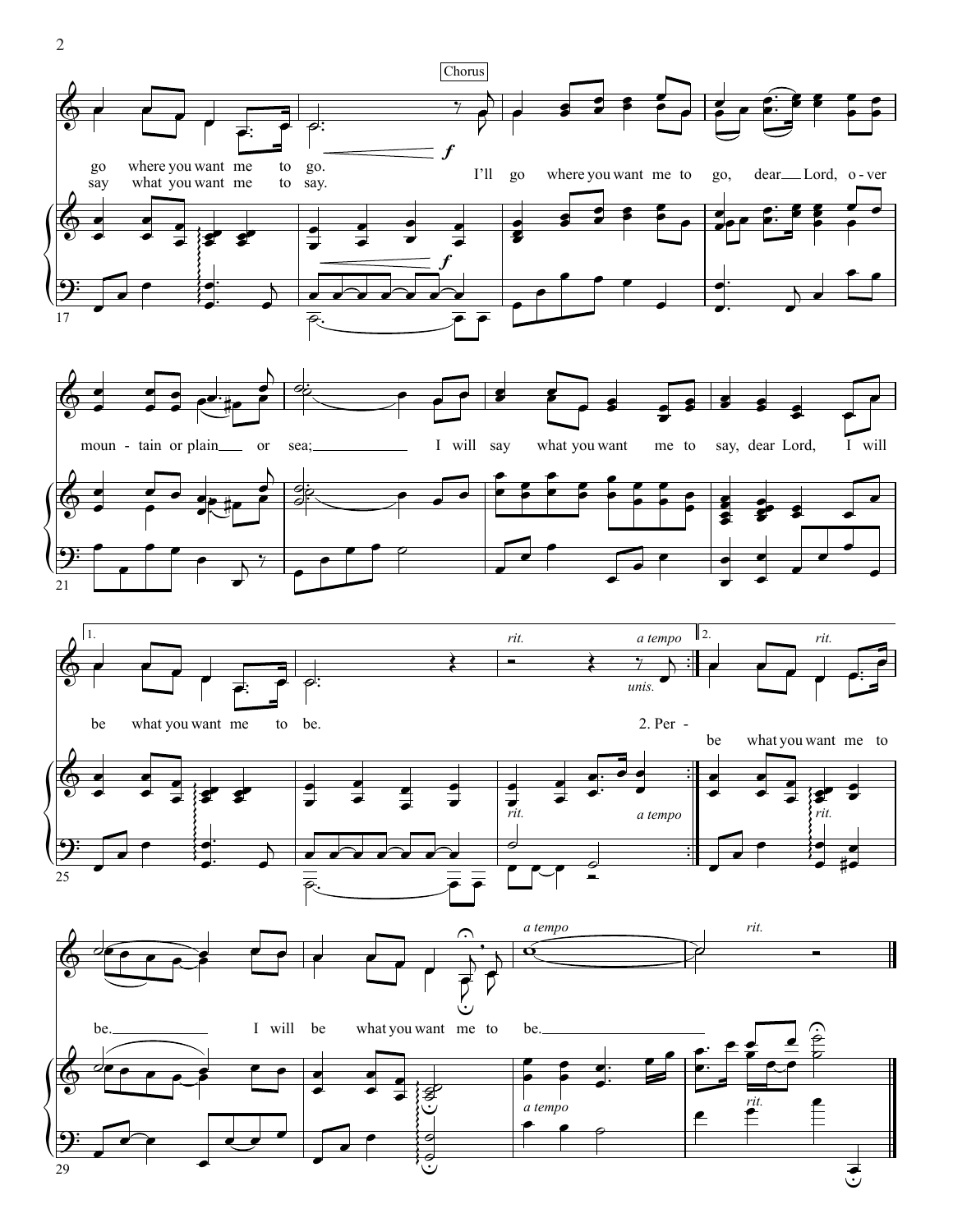Chorus

go where you want me to go.
say what you want me to say.

I'll go where you want me to go, dear Lord, o - ver moun - tain or plain or sea; I will say what you want me to say, dear Lord, I will

1. be what you want me to be.

2. Per -

2. be what you want me to be. I will be what you want me to be.